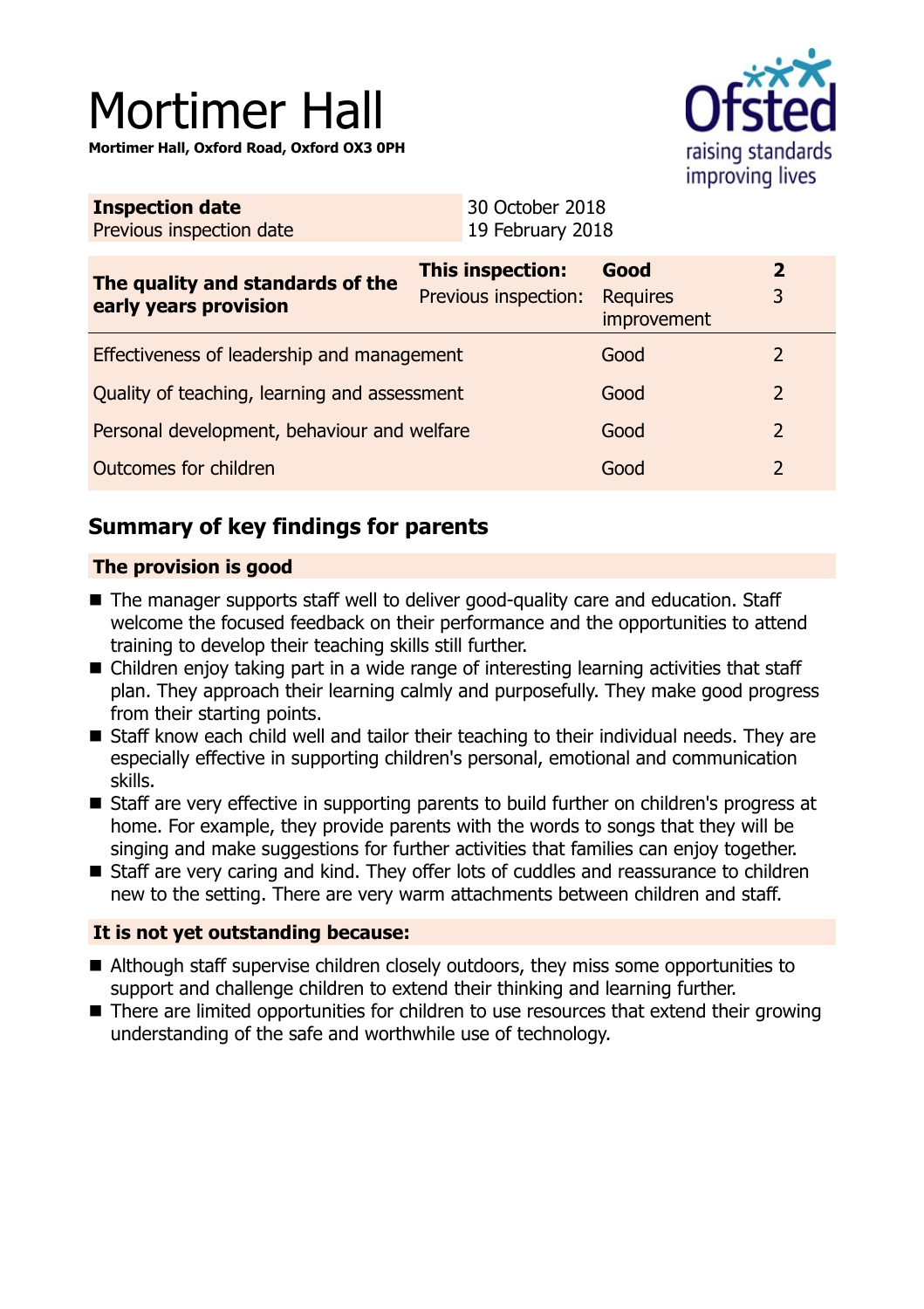# Mortimer Hall

**Mortimer Hall, Oxford Road, Oxford OX3 0PH**

| **Inspection date** | 30 October 2018 |
|---|---|
| Previous inspection date | 19 February 2018 |

| **The quality and standards of the early years provision** | **This inspection:** | **Good** | **2** |
|---|---|---|---|
| | Previous inspection: | Requires improvement | 3 |
| Effectiveness of leadership and management | | Good | 2 |
| Quality of teaching, learning and assessment | | Good | 2 |
| Personal development, behaviour and welfare | | Good | 2 |
| Outcomes for children | | Good | 2 |

## Summary of key findings for parents

### The provision is good

- The manager supports staff well to deliver good-quality care and education. Staff welcome the focused feedback on their performance and the opportunities to attend training to develop their teaching skills still further.
- Children enjoy taking part in a wide range of interesting learning activities that staff plan. They approach their learning calmly and purposefully. They make good progress from their starting points.
- Staff know each child well and tailor their teaching to their individual needs. They are especially effective in supporting children's personal, emotional and communication skills.
- Staff are very effective in supporting parents to build further on children's progress at home. For example, they provide parents with the words to songs that they will be singing and make suggestions for further activities that families can enjoy together.
- Staff are very caring and kind. They offer lots of cuddles and reassurance to children new to the setting. There are very warm attachments between children and staff.

### It is not yet outstanding because:

- Although staff supervise children closely outdoors, they miss some opportunities to support and challenge children to extend their thinking and learning further.
- There are limited opportunities for children to use resources that extend their growing understanding of the safe and worthwhile use of technology.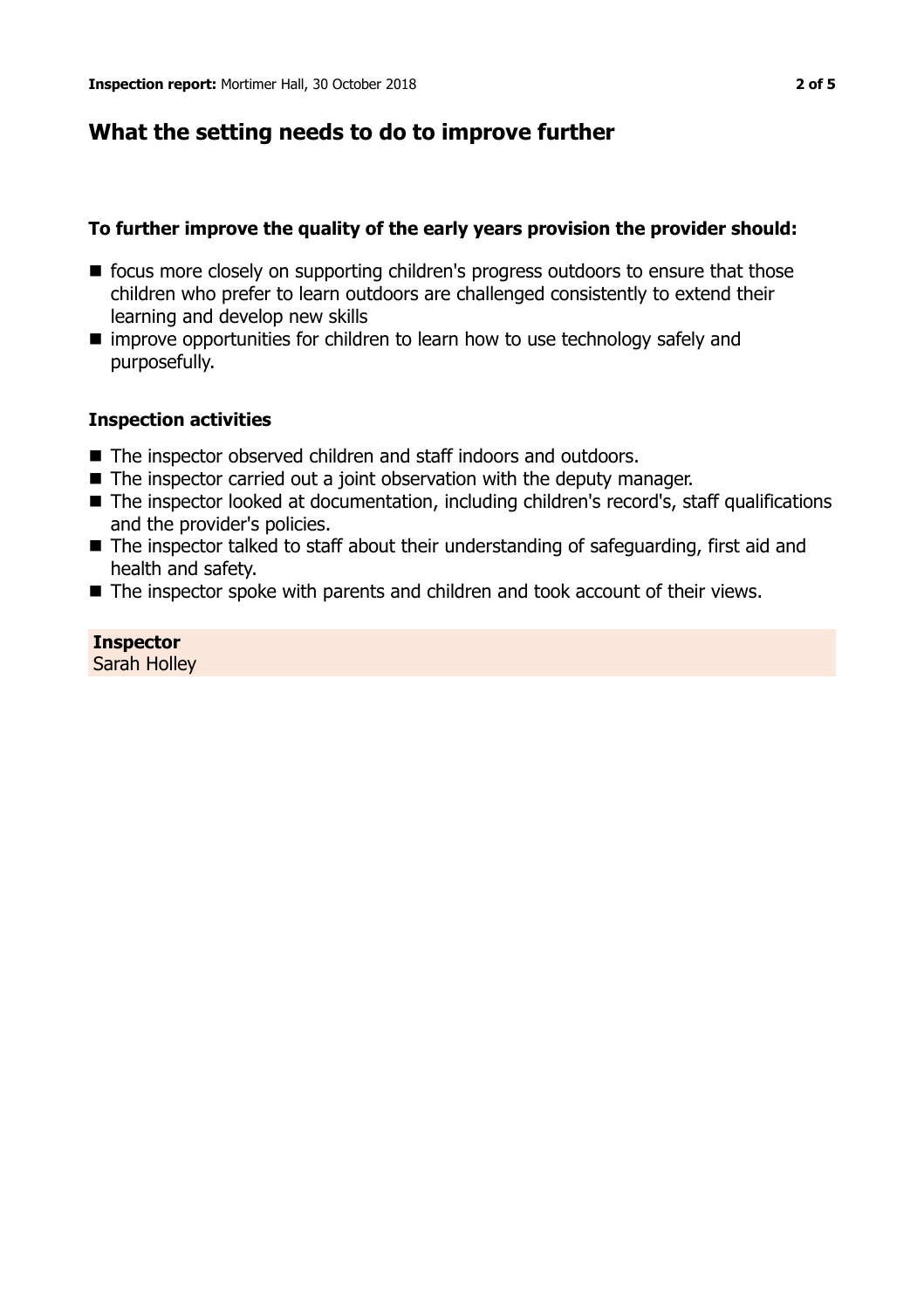## What the setting needs to do to improve further

### To further improve the quality of the early years provision the provider should:

- focus more closely on supporting children's progress outdoors to ensure that those children who prefer to learn outdoors are challenged consistently to extend their learning and develop new skills
- improve opportunities for children to learn how to use technology safely and purposefully.

### Inspection activities

- The inspector observed children and staff indoors and outdoors.
- The inspector carried out a joint observation with the deputy manager.
- The inspector looked at documentation, including children's record's, staff qualifications and the provider's policies.
- The inspector talked to staff about their understanding of safeguarding, first aid and health and safety.
- The inspector spoke with parents and children and took account of their views.

**Inspector**
Sarah Holley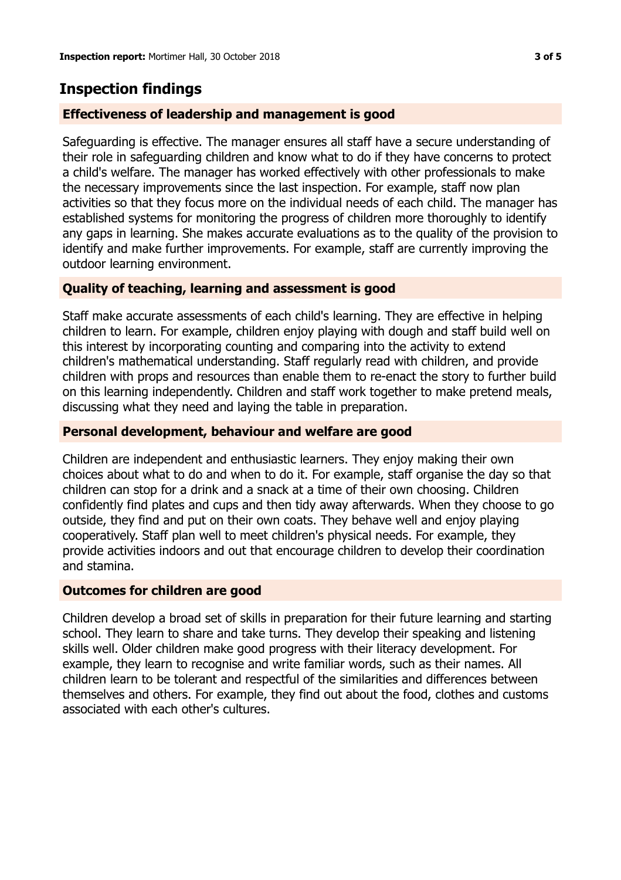## Inspection findings

### Effectiveness of leadership and management is good

Safeguarding is effective. The manager ensures all staff have a secure understanding of their role in safeguarding children and know what to do if they have concerns to protect a child's welfare. The manager has worked effectively with other professionals to make the necessary improvements since the last inspection. For example, staff now plan activities so that they focus more on the individual needs of each child. The manager has established systems for monitoring the progress of children more thoroughly to identify any gaps in learning. She makes accurate evaluations as to the quality of the provision to identify and make further improvements. For example, staff are currently improving the outdoor learning environment.

### Quality of teaching, learning and assessment is good

Staff make accurate assessments of each child's learning. They are effective in helping children to learn. For example, children enjoy playing with dough and staff build well on this interest by incorporating counting and comparing into the activity to extend children's mathematical understanding. Staff regularly read with children, and provide children with props and resources than enable them to re-enact the story to further build on this learning independently. Children and staff work together to make pretend meals, discussing what they need and laying the table in preparation.

### Personal development, behaviour and welfare are good

Children are independent and enthusiastic learners. They enjoy making their own choices about what to do and when to do it. For example, staff organise the day so that children can stop for a drink and a snack at a time of their own choosing. Children confidently find plates and cups and then tidy away afterwards. When they choose to go outside, they find and put on their own coats. They behave well and enjoy playing cooperatively. Staff plan well to meet children's physical needs. For example, they provide activities indoors and out that encourage children to develop their coordination and stamina.

### Outcomes for children are good

Children develop a broad set of skills in preparation for their future learning and starting school. They learn to share and take turns. They develop their speaking and listening skills well. Older children make good progress with their literacy development. For example, they learn to recognise and write familiar words, such as their names. All children learn to be tolerant and respectful of the similarities and differences between themselves and others. For example, they find out about the food, clothes and customs associated with each other's cultures.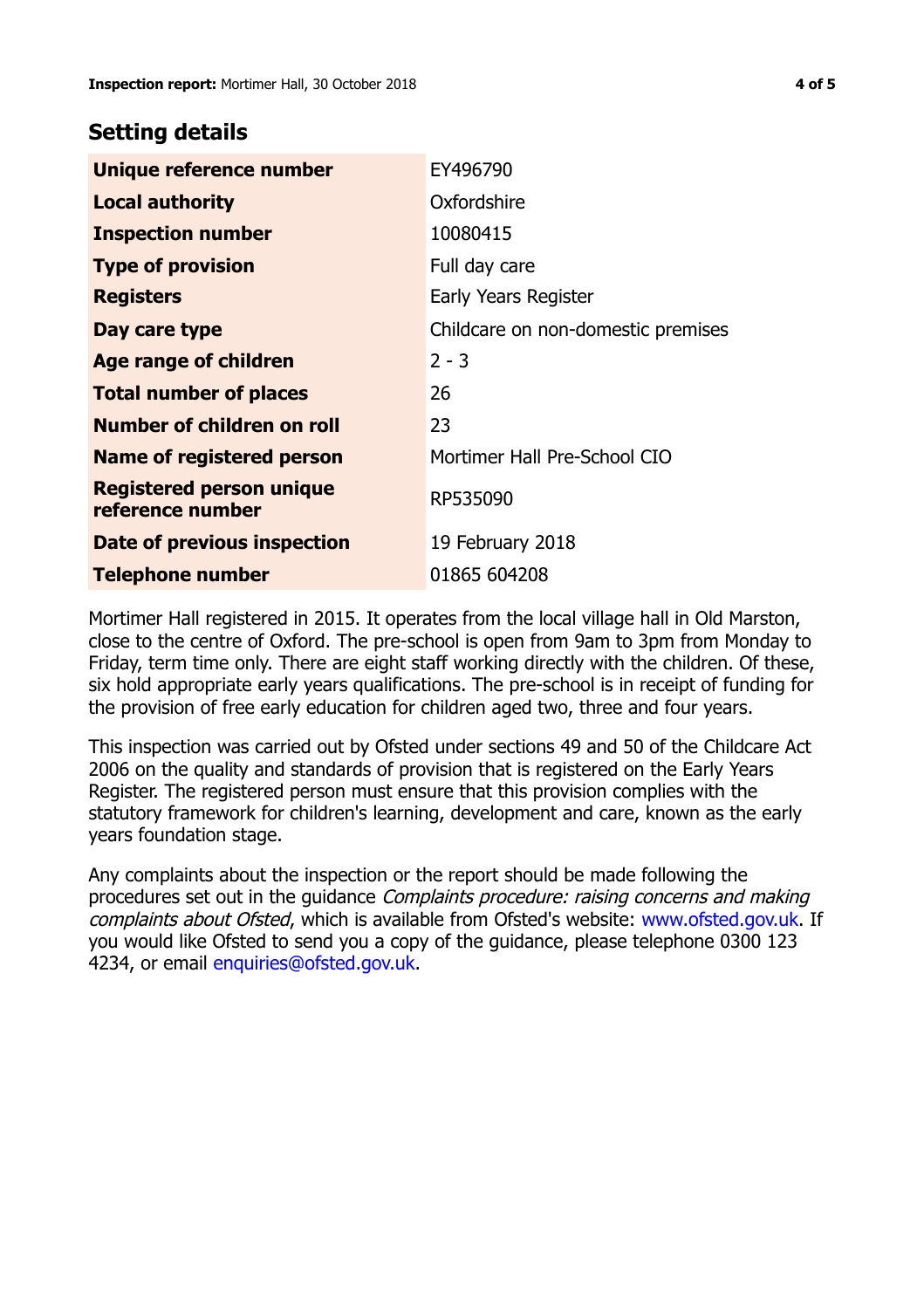## Setting details

| | |
|---|---|
| **Unique reference number** | EY496790 |
| **Local authority** | Oxfordshire |
| **Inspection number** | 10080415 |
| **Type of provision** | Full day care |
| **Registers** | Early Years Register |
| **Day care type** | Childcare on non-domestic premises |
| **Age range of children** | 2 - 3 |
| **Total number of places** | 26 |
| **Number of children on roll** | 23 |
| **Name of registered person** | Mortimer Hall Pre-School CIO |
| **Registered person unique reference number** | RP535090 |
| **Date of previous inspection** | 19 February 2018 |
| **Telephone number** | 01865 604208 |

Mortimer Hall registered in 2015. It operates from the local village hall in Old Marston, close to the centre of Oxford. The pre-school is open from 9am to 3pm from Monday to Friday, term time only. There are eight staff working directly with the children. Of these, six hold appropriate early years qualifications. The pre-school is in receipt of funding for the provision of free early education for children aged two, three and four years.

This inspection was carried out by Ofsted under sections 49 and 50 of the Childcare Act 2006 on the quality and standards of provision that is registered on the Early Years Register. The registered person must ensure that this provision complies with the statutory framework for children's learning, development and care, known as the early years foundation stage.

Any complaints about the inspection or the report should be made following the procedures set out in the guidance *Complaints procedure: raising concerns and making complaints about Ofsted*, which is available from Ofsted's website: www.ofsted.gov.uk. If you would like Ofsted to send you a copy of the guidance, please telephone 0300 123 4234, or email enquiries@ofsted.gov.uk.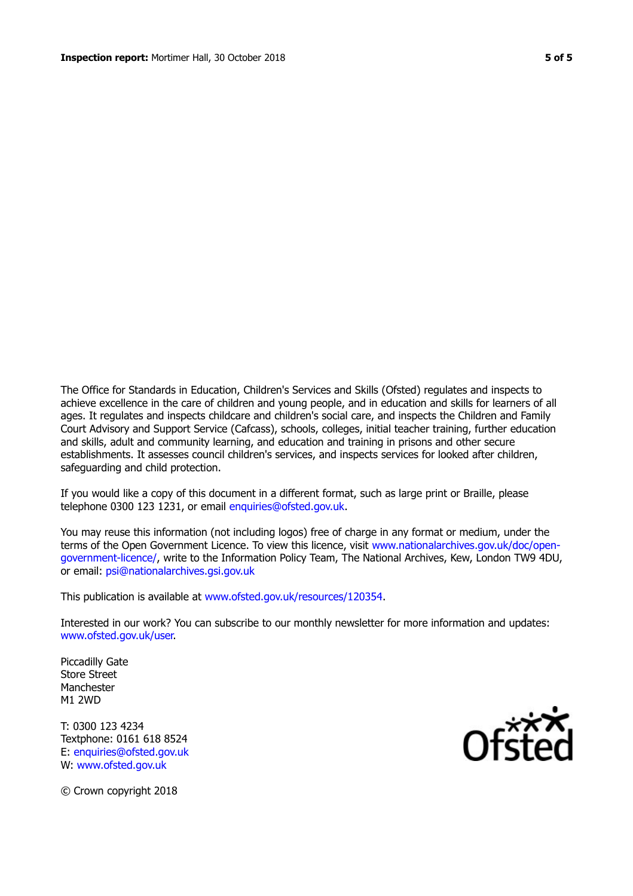The Office for Standards in Education, Children's Services and Skills (Ofsted) regulates and inspects to achieve excellence in the care of children and young people, and in education and skills for learners of all ages. It regulates and inspects childcare and children's social care, and inspects the Children and Family Court Advisory and Support Service (Cafcass), schools, colleges, initial teacher training, further education and skills, adult and community learning, and education and training in prisons and other secure establishments. It assesses council children's services, and inspects services for looked after children, safeguarding and child protection.

If you would like a copy of this document in a different format, such as large print or Braille, please telephone 0300 123 1231, or email enquiries@ofsted.gov.uk.

You may reuse this information (not including logos) free of charge in any format or medium, under the terms of the Open Government Licence. To view this licence, visit www.nationalarchives.gov.uk/doc/open-government-licence/, write to the Information Policy Team, The National Archives, Kew, London TW9 4DU, or email: psi@nationalarchives.gsi.gov.uk

This publication is available at www.ofsted.gov.uk/resources/120354.

Interested in our work? You can subscribe to our monthly newsletter for more information and updates: www.ofsted.gov.uk/user.

Piccadilly Gate
Store Street
Manchester
M1 2WD

T: 0300 123 4234
Textphone: 0161 618 8524
E: enquiries@ofsted.gov.uk
W: www.ofsted.gov.uk

© Crown copyright 2018